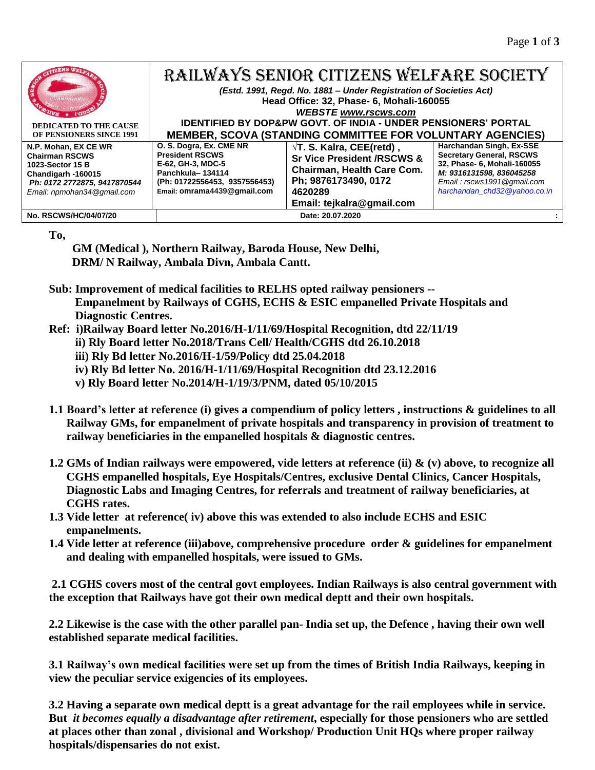# RAILWAYS SENIOR CITIZENS WELFARE SOCIETY

*(Estd. 1991, Regd. No. 1881 – Under Registration of Societies Act)*
**Head Office: 32, Phase- 6, Mohali-160055**
***WEBSTE www.rscws.com***
**IDENTIFIED BY DOP&PW GOVT. OF INDIA - UNDER PENSIONERS' PORTAL**
**MEMBER, SCOVA (STANDING COMMITTEE FOR VOLUNTARY AGENCIES)**

**DEDICATED TO THE CAUSE OF PENSIONERS SINCE 1991**

| N.P. Mohan, EX CE WR<br>Chairman RSCWS<br>1023-Sector 15 B<br>Chandigarh -160015<br>*Ph: 0172 2772875, 9417870544*<br>*Email: npmohan34@gmail.com* | O. S. Dogra, Ex. CME NR<br>President RSCWS<br>E-62, GH-3, MDC-5<br>Panchkula– 134114<br>(Ph: 01722556453, 9357556453)<br>Email: omrama4439@gmail.com | √T. S. Kalra, CEE(retd) ,<br>Sr Vice President /RSCWS &<br>Chairman, Health Care Com.<br>Ph; 9876173490, 0172 4620289<br>Email: tejkalra@gmail.com | Harchandan Singh, Ex-SSE<br>Secretary General, RSCWS<br>32, Phase- 6, Mohali-160055<br>*M: 9316131598, 836045258*<br>*Email : rscws1991@gmail.com*<br>*harchandan_chd32@yahoo.co.in* |
|---|---|---|---|

**No. RSCWS/HC/04/07/20** **Date: 20.07.2020**

**To,**

**GM (Medical ), Northern Railway, Baroda House, New Delhi,**
**DRM/ N Railway, Ambala Divn, Ambala Cantt.**

**Sub: Improvement of medical facilities to RELHS opted railway pensioners -- Empanelment by Railways of CGHS, ECHS & ESIC empanelled Private Hospitals and Diagnostic Centres.**

**Ref: i)Railway Board letter No.2016/H-1/11/69/Hospital Recognition, dtd 22/11/19**
**ii) Rly Board letter No.2018/Trans Cell/ Health/CGHS dtd 26.10.2018**
**iii) Rly Bd letter No.2016/H-1/59/Policy dtd 25.04.2018**
**iv) Rly Bd letter No. 2016/H-1/11/69/Hospital Recognition dtd 23.12.2016**
**v) Rly Board letter No.2014/H-1/19/3/PNM, dated 05/10/2015**

**1.1 Board's letter at reference (i) gives a compendium of policy letters , instructions & guidelines to all Railway GMs, for empanelment of private hospitals and transparency in provision of treatment to railway beneficiaries in the empanelled hospitals & diagnostic centres.**

**1.2 GMs of Indian railways were empowered, vide letters at reference (ii) & (v) above, to recognize all CGHS empanelled hospitals, Eye Hospitals/Centres, exclusive Dental Clinics, Cancer Hospitals, Diagnostic Labs and Imaging Centres, for referrals and treatment of railway beneficiaries, at CGHS rates.**

**1.3 Vide letter at reference( iv) above this was extended to also include ECHS and ESIC empanelments.**

**1.4 Vide letter at reference (iii)above, comprehensive procedure order & guidelines for empanelment and dealing with empanelled hospitals, were issued to GMs.**

**2.1 CGHS covers most of the central govt employees. Indian Railways is also central government with the exception that Railways have got their own medical deptt and their own hospitals.**

**2.2 Likewise is the case with the other parallel pan- India set up, the Defence , having their own well established separate medical facilities.**

**3.1 Railway's own medical facilities were set up from the times of British India Railways, keeping in view the peculiar service exigencies of its employees.**

**3.2 Having a separate own medical deptt is a great advantage for the rail employees while in service. But *it becomes equally a disadvantage after retirement*, especially for those pensioners who are settled at places other than zonal , divisional and Workshop/ Production Unit HQs where proper railway hospitals/dispensaries do not exist.**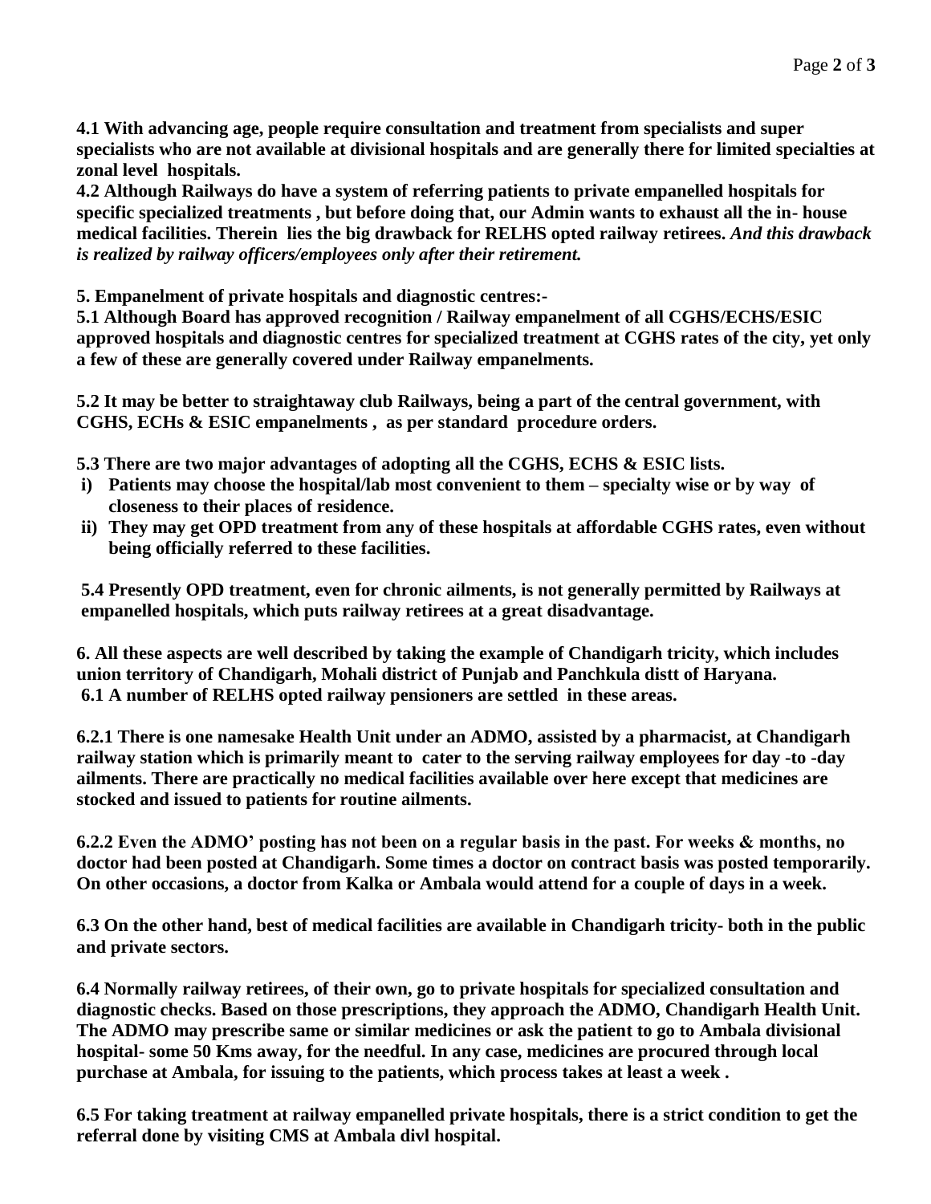**4.1 With advancing age, people require consultation and treatment from specialists and super specialists who are not available at divisional hospitals and are generally there for limited specialties at zonal level hospitals.**

**4.2 Although Railways do have a system of referring patients to private empanelled hospitals for specific specialized treatments , but before doing that, our Admin wants to exhaust all the in- house medical facilities. Therein lies the big drawback for RELHS opted railway retirees.** ***And this drawback is realized by railway officers/employees only after their retirement.***

**5. Empanelment of private hospitals and diagnostic centres:-**

**5.1 Although Board has approved recognition / Railway empanelment of all CGHS/ECHS/ESIC approved hospitals and diagnostic centres for specialized treatment at CGHS rates of the city, yet only a few of these are generally covered under Railway empanelments.**

**5.2 It may be better to straightaway club Railways, being a part of the central government, with CGHS, ECHs & ESIC empanelments , as per standard procedure orders.**

**5.3 There are two major advantages of adopting all the CGHS, ECHS & ESIC lists.**

- **i) Patients may choose the hospital/lab most convenient to them – specialty wise or by way of closeness to their places of residence.**
- **ii) They may get OPD treatment from any of these hospitals at affordable CGHS rates, even without being officially referred to these facilities.**

**5.4 Presently OPD treatment, even for chronic ailments, is not generally permitted by Railways at empanelled hospitals, which puts railway retirees at a great disadvantage.**

**6. All these aspects are well described by taking the example of Chandigarh tricity, which includes union territory of Chandigarh, Mohali district of Punjab and Panchkula distt of Haryana.**
**6.1 A number of RELHS opted railway pensioners are settled in these areas.**

**6.2.1 There is one namesake Health Unit under an ADMO, assisted by a pharmacist, at Chandigarh railway station which is primarily meant to cater to the serving railway employees for day -to -day ailments. There are practically no medical facilities available over here except that medicines are stocked and issued to patients for routine ailments.**

**6.2.2 Even the ADMO' posting has not been on a regular basis in the past. For weeks & months, no doctor had been posted at Chandigarh. Some times a doctor on contract basis was posted temporarily. On other occasions, a doctor from Kalka or Ambala would attend for a couple of days in a week.**

**6.3 On the other hand, best of medical facilities are available in Chandigarh tricity- both in the public and private sectors.**

**6.4 Normally railway retirees, of their own, go to private hospitals for specialized consultation and diagnostic checks. Based on those prescriptions, they approach the ADMO, Chandigarh Health Unit. The ADMO may prescribe same or similar medicines or ask the patient to go to Ambala divisional hospital- some 50 Kms away, for the needful. In any case, medicines are procured through local purchase at Ambala, for issuing to the patients, which process takes at least a week .**

**6.5 For taking treatment at railway empanelled private hospitals, there is a strict condition to get the referral done by visiting CMS at Ambala divl hospital.**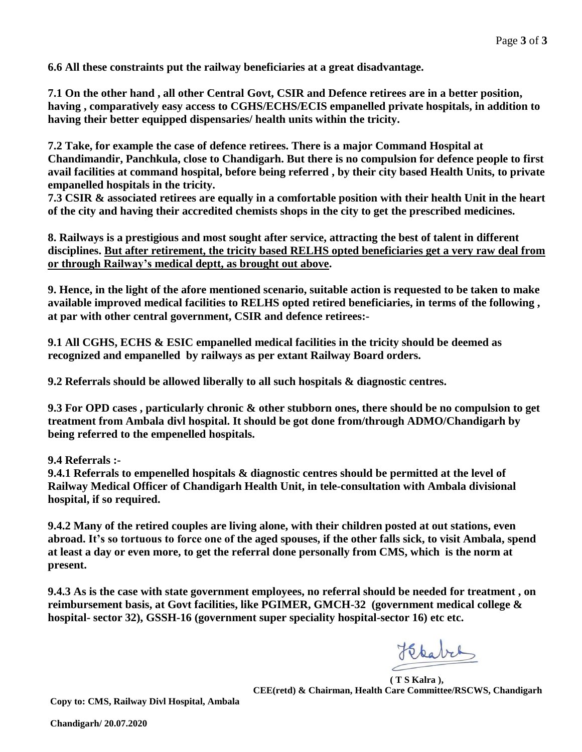**6.6 All these constraints put the railway beneficiaries at a great disadvantage.**

**7.1 On the other hand , all other Central Govt, CSIR and Defence retirees are in a better position, having , comparatively easy access to CGHS/ECHS/ECIS empanelled private hospitals, in addition to having their better equipped dispensaries/ health units within the tricity.**

**7.2 Take, for example the case of defence retirees. There is a major Command Hospital at Chandimandir, Panchkula, close to Chandigarh. But there is no compulsion for defence people to first avail facilities at command hospital, before being referred , by their city based Health Units, to private empanelled hospitals in the tricity.**

**7.3 CSIR & associated retirees are equally in a comfortable position with their health Unit in the heart of the city and having their accredited chemists shops in the city to get the prescribed medicines.**

**8. Railways is a prestigious and most sought after service, attracting the best of talent in different disciplines. <u>But after retirement, the tricity based RELHS opted beneficiaries get a very raw deal from or through Railway's medical deptt, as brought out above</u>.**

**9. Hence, in the light of the afore mentioned scenario, suitable action is requested to be taken to make available improved medical facilities to RELHS opted retired beneficiaries, in terms of the following , at par with other central government, CSIR and defence retirees:-**

**9.1 All CGHS, ECHS & ESIC empanelled medical facilities in the tricity should be deemed as recognized and empanelled by railways as per extant Railway Board orders.**

**9.2 Referrals should be allowed liberally to all such hospitals & diagnostic centres.**

**9.3 For OPD cases , particularly chronic & other stubborn ones, there should be no compulsion to get treatment from Ambala divl hospital. It should be got done from/through ADMO/Chandigarh by being referred to the empenelled hospitals.**

**9.4 Referrals :-**

**9.4.1 Referrals to empenelled hospitals & diagnostic centres should be permitted at the level of Railway Medical Officer of Chandigarh Health Unit, in tele-consultation with Ambala divisional hospital, if so required.**

**9.4.2 Many of the retired couples are living alone, with their children posted at out stations, even abroad. It's so tortuous to force one of the aged spouses, if the other falls sick, to visit Ambala, spend at least a day or even more, to get the referral done personally from CMS, which is the norm at present.**

**9.4.3 As is the case with state government employees, no referral should be needed for treatment , on reimbursement basis, at Govt facilities, like PGIMER, GMCH-32 (government medical college & hospital- sector 32), GSSH-16 (government super speciality hospital-sector 16) etc etc.**

**( T S Kalra ),**
**CEE(retd) & Chairman, Health Care Committee/RSCWS, Chandigarh**

**Copy to: CMS, Railway Divl Hospital, Ambala**

**Chandigarh/ 20.07.2020**